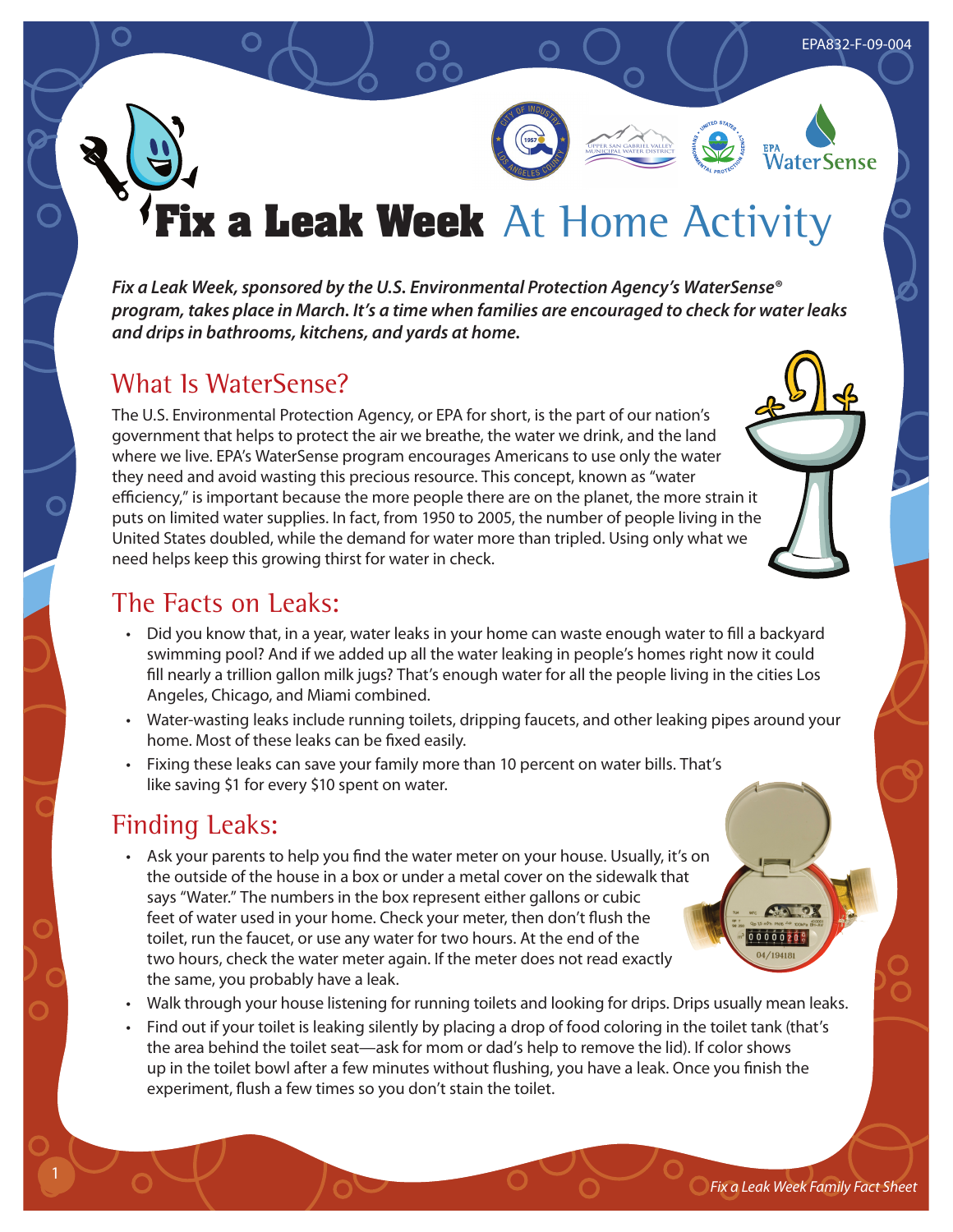# Fix a Leak Week At Home Activity

***Fix a Leak Week, sponsored by the U.S. Environmental Protection Agency's WaterSense® program, takes place in March. It's a time when families are encouraged to check for water leaks and drips in bathrooms, kitchens, and yards at home.***

## What Is WaterSense?

The U.S. Environmental Protection Agency, or EPA for short, is the part of our nation's government that helps to protect the air we breathe, the water we drink, and the land where we live. EPA's WaterSense program encourages Americans to use only the water they need and avoid wasting this precious resource. This concept, known as "water efficiency," is important because the more people there are on the planet, the more strain it puts on limited water supplies. In fact, from 1950 to 2005, the number of people living in the United States doubled, while the demand for water more than tripled. Using only what we need helps keep this growing thirst for water in check.

## The Facts on Leaks:

- Did you know that, in a year, water leaks in your home can waste enough water to fill a backyard swimming pool? And if we added up all the water leaking in people's homes right now it could fill nearly a trillion gallon milk jugs? That's enough water for all the people living in the cities Los Angeles, Chicago, and Miami combined.
- Water-wasting leaks include running toilets, dripping faucets, and other leaking pipes around your home. Most of these leaks can be fixed easily.
- Fixing these leaks can save your family more than 10 percent on water bills. That's like saving $1 for every $10 spent on water.

## Finding Leaks:

- Ask your parents to help you find the water meter on your house. Usually, it's on the outside of the house in a box or under a metal cover on the sidewalk that says "Water." The numbers in the box represent either gallons or cubic feet of water used in your home. Check your meter, then don't flush the toilet, run the faucet, or use any water for two hours. At the end of the two hours, check the water meter again. If the meter does not read exactly the same, you probably have a leak.
- Walk through your house listening for running toilets and looking for drips. Drips usually mean leaks.
- Find out if your toilet is leaking silently by placing a drop of food coloring in the toilet tank (that's the area behind the toilet seat—ask for mom or dad's help to remove the lid). If color shows up in the toilet bowl after a few minutes without flushing, you have a leak. Once you finish the experiment, flush a few times so you don't stain the toilet.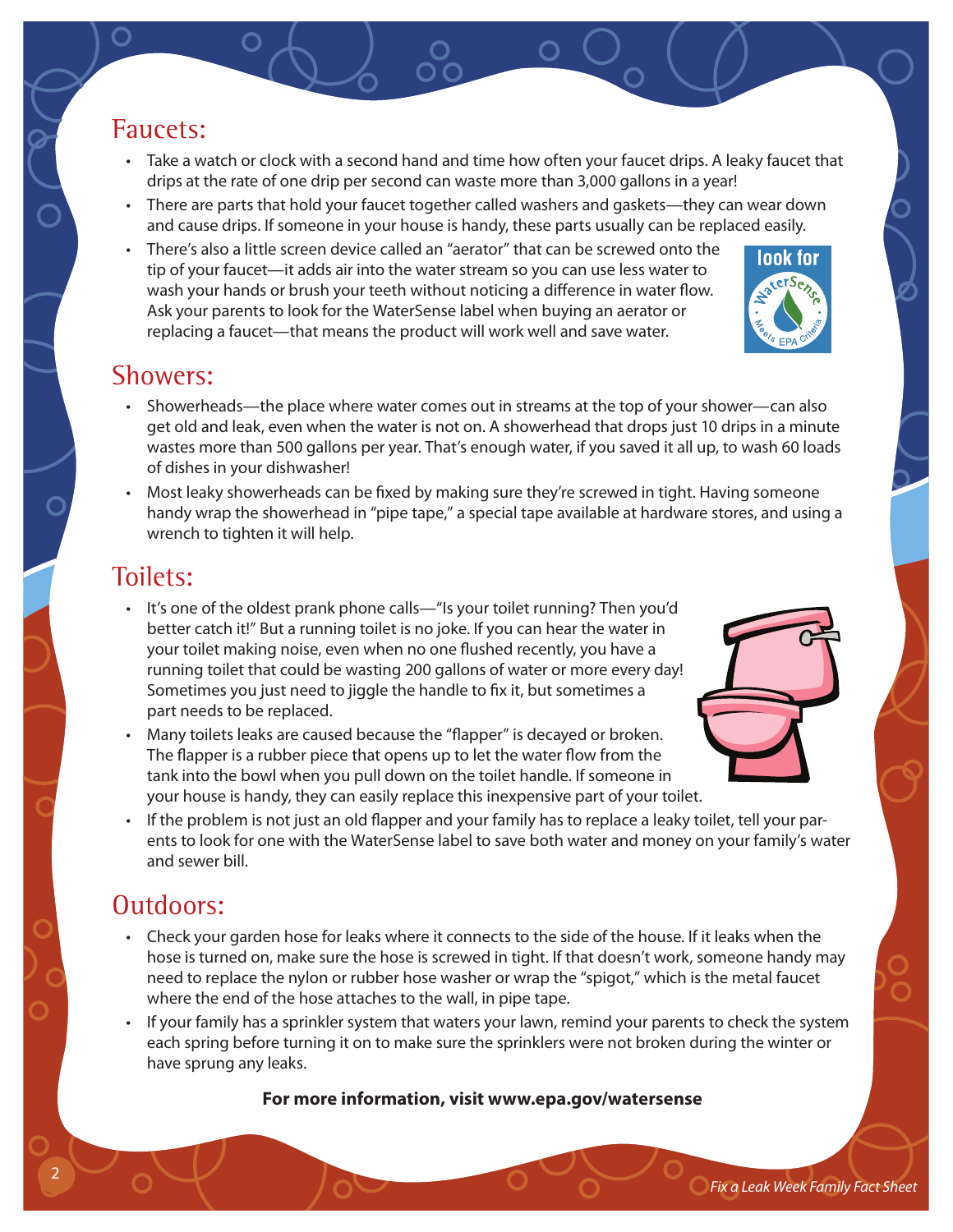## Faucets:

- Take a watch or clock with a second hand and time how often your faucet drips. A leaky faucet that drips at the rate of one drip per second can waste more than 3,000 gallons in a year!
- There are parts that hold your faucet together called washers and gaskets—they can wear down and cause drips. If someone in your house is handy, these parts usually can be replaced easily.
- There's also a little screen device called an "aerator" that can be screwed onto the tip of your faucet—it adds air into the water stream so you can use less water to wash your hands or brush your teeth without noticing a difference in water flow. Ask your parents to look for the WaterSense label when buying an aerator or replacing a faucet—that means the product will work well and save water.

## Showers:

- Showerheads—the place where water comes out in streams at the top of your shower—can also get old and leak, even when the water is not on. A showerhead that drops just 10 drips in a minute wastes more than 500 gallons per year. That's enough water, if you saved it all up, to wash 60 loads of dishes in your dishwasher!
- Most leaky showerheads can be fixed by making sure they're screwed in tight. Having someone handy wrap the showerhead in "pipe tape," a special tape available at hardware stores, and using a wrench to tighten it will help.

## Toilets:

- It's one of the oldest prank phone calls—"Is your toilet running? Then you'd better catch it!" But a running toilet is no joke. If you can hear the water in your toilet making noise, even when no one flushed recently, you have a running toilet that could be wasting 200 gallons of water or more every day! Sometimes you just need to jiggle the handle to fix it, but sometimes a part needs to be replaced.
- Many toilets leaks are caused because the "flapper" is decayed or broken. The flapper is a rubber piece that opens up to let the water flow from the tank into the bowl when you pull down on the toilet handle. If someone in your house is handy, they can easily replace this inexpensive part of your toilet.
- If the problem is not just an old flapper and your family has to replace a leaky toilet, tell your parents to look for one with the WaterSense label to save both water and money on your family's water and sewer bill.

## Outdoors:

- Check your garden hose for leaks where it connects to the side of the house. If it leaks when the hose is turned on, make sure the hose is screwed in tight. If that doesn't work, someone handy may need to replace the nylon or rubber hose washer or wrap the "spigot," which is the metal faucet where the end of the hose attaches to the wall, in pipe tape.
- If your family has a sprinkler system that waters your lawn, remind your parents to check the system each spring before turning it on to make sure the sprinklers were not broken during the winter or have sprung any leaks.

**For more information, visit www.epa.gov/watersense**